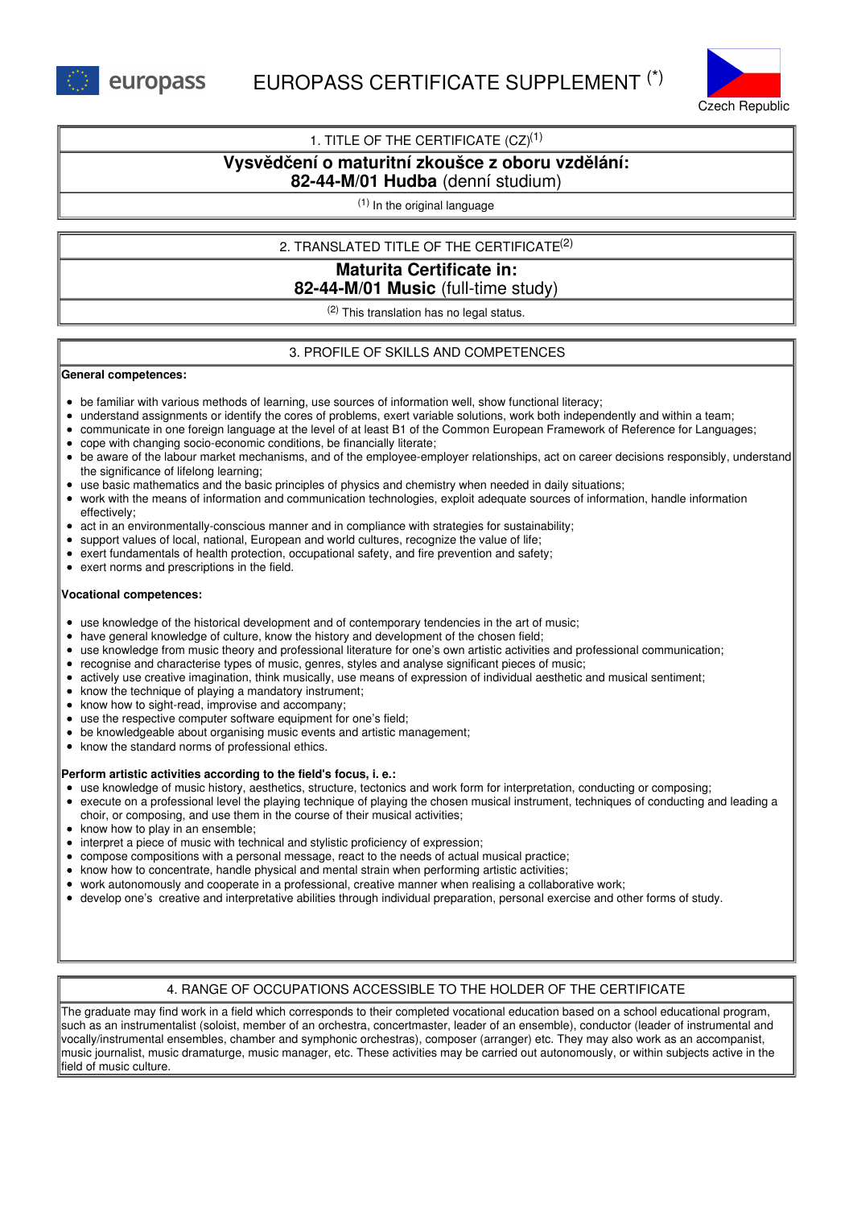# EUROPASS CERTIFICATE SUPPLEMENT (*)

Czech Republic

## 1. TITLE OF THE CERTIFICATE (CZ)[1]

**Vysvědčení o maturitní zkoušce z oboru vzdělání:**
**82-44-M/01 Hudba** (denní studium)

[1] In the original language

## 2. TRANSLATED TITLE OF THE CERTIFICATE[2]

**Maturita Certificate in:**
**82-44-M/01 Music** (full-time study)

[2] This translation has no legal status.

## 3. PROFILE OF SKILLS AND COMPETENCES

**General competences:**

- be familiar with various methods of learning, use sources of information well, show functional literacy;
- understand assignments or identify the cores of problems, exert variable solutions, work both independently and within a team;
- communicate in one foreign language at the level of at least B1 of the Common European Framework of Reference for Languages;
- cope with changing socio-economic conditions, be financially literate;
- be aware of the labour market mechanisms, and of the employee-employer relationships, act on career decisions responsibly, understand the significance of lifelong learning;
- use basic mathematics and the basic principles of physics and chemistry when needed in daily situations;
- work with the means of information and communication technologies, exploit adequate sources of information, handle information effectively;
- act in an environmentally-conscious manner and in compliance with strategies for sustainability;
- support values of local, national, European and world cultures, recognize the value of life;
- exert fundamentals of health protection, occupational safety, and fire prevention and safety;
- exert norms and prescriptions in the field.

**Vocational competences:**

- use knowledge of the historical development and of contemporary tendencies in the art of music;
- have general knowledge of culture, know the history and development of the chosen field;
- use knowledge from music theory and professional literature for one's own artistic activities and professional communication;
- recognise and characterise types of music, genres, styles and analyse significant pieces of music;
- actively use creative imagination, think musically, use means of expression of individual aesthetic and musical sentiment;
- know the technique of playing a mandatory instrument;
- know how to sight-read, improvise and accompany;
- use the respective computer software equipment for one's field;
- be knowledgeable about organising music events and artistic management;
- know the standard norms of professional ethics.

**Perform artistic activities according to the field's focus, i. e.:**

- use knowledge of music history, aesthetics, structure, tectonics and work form for interpretation, conducting or composing;
- execute on a professional level the playing technique of playing the chosen musical instrument, techniques of conducting and leading a choir, or composing, and use them in the course of their musical activities;
- know how to play in an ensemble;
- interpret a piece of music with technical and stylistic proficiency of expression;
- compose compositions with a personal message, react to the needs of actual musical practice;
- know how to concentrate, handle physical and mental strain when performing artistic activities;
- work autonomously and cooperate in a professional, creative manner when realising a collaborative work;
- develop one's creative and interpretative abilities through individual preparation, personal exercise and other forms of study.

## 4. RANGE OF OCCUPATIONS ACCESSIBLE TO THE HOLDER OF THE CERTIFICATE

The graduate may find work in a field which corresponds to their completed vocational education based on a school educational program, such as an instrumentalist (soloist, member of an orchestra, concertmaster, leader of an ensemble), conductor (leader of instrumental and vocally/instrumental ensembles, chamber and symphonic orchestras), composer (arranger) etc. They may also work as an accompanist, music journalist, music dramaturge, music manager, etc. These activities may be carried out autonomously, or within subjects active in the field of music culture.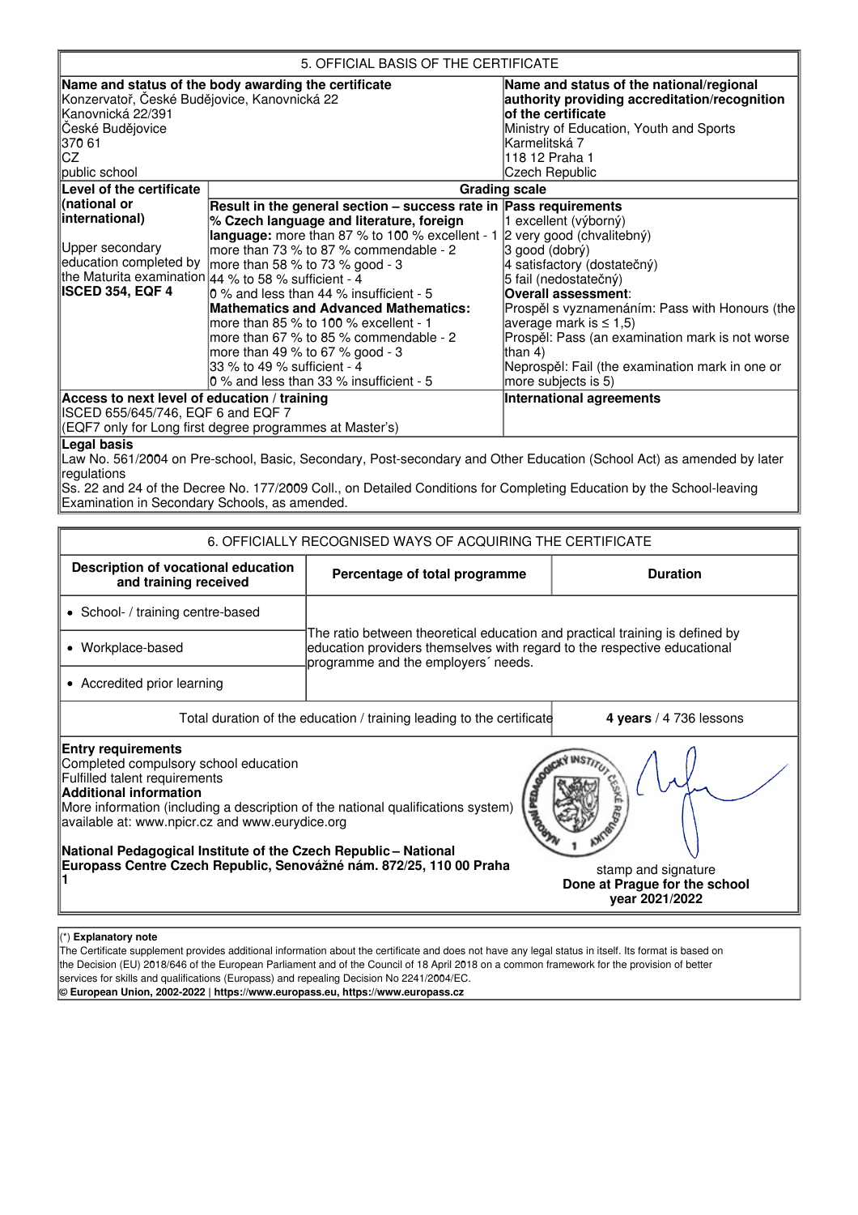## 5. OFFICIAL BASIS OF THE CERTIFICATE

| | | |
|---|---|---|
| **Name and status of the body awarding the certificate**<br>Konzervatoř, České Budějovice, Kanovnická 22<br>Kanovnická 22/391<br>České Budějovice<br>370 61<br>CZ<br>public school | | **Name and status of the national/regional authority providing accreditation/recognition of the certificate**<br>Ministry of Education, Youth and Sports<br>Karmelitská 7<br>118 12 Praha 1<br>Czech Republic |
| **Level of the certificate** | **Grading scale** | |
| **(national or international)**<br><br>Upper secondary education completed by the Maturita examination<br>**ISCED 354, EQF 4** | **Result in the general section – success rate in % Czech language and literature, foreign language:** more than 87 % to 100 % excellent - 1<br>more than 73 % to 87 % commendable - 2<br>more than 58 % to 73 % good - 3<br>44 % to 58 % sufficient - 4<br>0 % and less than 44 % insufficient - 5<br>**Mathematics and Advanced Mathematics:**<br>more than 85 % to 100 % excellent - 1<br>more than 67 % to 85 % commendable - 2<br>more than 49 % to 67 % good - 3<br>33 % to 49 % sufficient - 4<br>0 % and less than 33 % insufficient - 5 | **Pass requirements**<br>1 excellent (výborný)<br>2 very good (chvalitebný)<br>3 good (dobrý)<br>4 satisfactory (dostatečný)<br>5 fail (nedostatečný)<br>**Overall assessment**:<br>Prospěl s vyznamenáním: Pass with Honours (the average mark is ≤ 1,5)<br>Prospěl: Pass (an examination mark is not worse than 4)<br>Neprospěl: Fail (the examination mark in one or more subjects is 5) |
| **Access to next level of education / training**<br>ISCED 655/645/746, EQF 6 and EQF 7<br>(EQF7 only for Long first degree programmes at Master's) | | **International agreements** |

**Legal basis**

Law No. 561/2004 on Pre-school, Basic, Secondary, Post-secondary and Other Education (School Act) as amended by later regulations

Ss. 22 and 24 of the Decree No. 177/2009 Coll., on Detailed Conditions for Completing Education by the School-leaving Examination in Secondary Schools, as amended.

## 6. OFFICIALLY RECOGNISED WAYS OF ACQUIRING THE CERTIFICATE

| Description of vocational education and training received | Percentage of total programme | Duration |
|---|---|---|
| • School- / training centre-based | The ratio between theoretical education and practical training is defined by education providers themselves with regard to the respective educational programme and the employers´ needs. | |
| • Workplace-based | | |
| • Accredited prior learning | | |
| Total duration of the education / training leading to the certificate | | **4 years** / 4 736 lessons |

**Entry requirements**
Completed compulsory school education
Fulfilled talent requirements

**Additional information**
More information (including a description of the national qualifications system) available at: www.npicr.cz and www.eurydice.org

**National Pedagogical Institute of the Czech Republic – National Europass Centre Czech Republic, Senovážné nám. 872/25, 110 00 Praha 1**

stamp and signature
**Done at Prague for the school year 2021/2022**

(*) **Explanatory note**
The Certificate supplement provides additional information about the certificate and does not have any legal status in itself. Its format is based on the Decision (EU) 2018/646 of the European Parliament and of the Council of 18 April 2018 on a common framework for the provision of better services for skills and qualifications (Europass) and repealing Decision No 2241/2004/EC.
**© European Union, 2002-2022 | https://www.europass.eu, https://www.europass.cz**